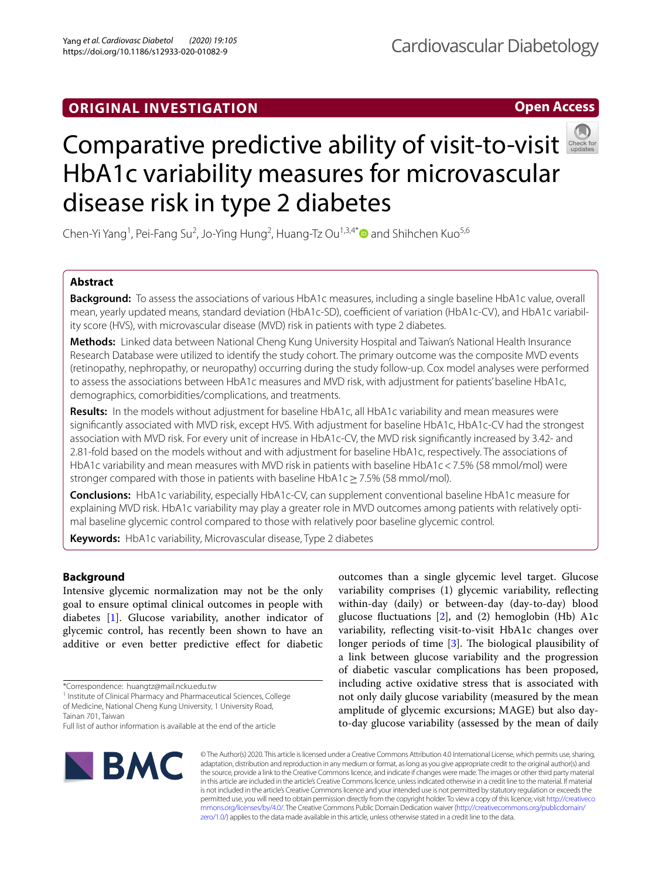ORIGINAL INVESTIGATION

Open Access

# Comparative predictive ability of visit-to-visit HbA1c variability measures for microvascular disease risk in type 2 diabetes

Chen-Yi Yang[1], Pei-Fang Su[2], Jo-Ying Hung[2], Huang-Tz Ou[1,3,4*] and Shihchen Kuo[5,6]

## Abstract

**Background:** To assess the associations of various HbA1c measures, including a single baseline HbA1c value, overall mean, yearly updated means, standard deviation (HbA1c-SD), coefficient of variation (HbA1c-CV), and HbA1c variability score (HVS), with microvascular disease (MVD) risk in patients with type 2 diabetes.

**Methods:** Linked data between National Cheng Kung University Hospital and Taiwan's National Health Insurance Research Database were utilized to identify the study cohort. The primary outcome was the composite MVD events (retinopathy, nephropathy, or neuropathy) occurring during the study follow-up. Cox model analyses were performed to assess the associations between HbA1c measures and MVD risk, with adjustment for patients' baseline HbA1c, demographics, comorbidities/complications, and treatments.

**Results:** In the models without adjustment for baseline HbA1c, all HbA1c variability and mean measures were significantly associated with MVD risk, except HVS. With adjustment for baseline HbA1c, HbA1c-CV had the strongest association with MVD risk. For every unit of increase in HbA1c-CV, the MVD risk significantly increased by 3.42- and 2.81-fold based on the models without and with adjustment for baseline HbA1c, respectively. The associations of HbA1c variability and mean measures with MVD risk in patients with baseline HbA1c < 7.5% (58 mmol/mol) were stronger compared with those in patients with baseline HbA1c ≥ 7.5% (58 mmol/mol).

**Conclusions:** HbA1c variability, especially HbA1c-CV, can supplement conventional baseline HbA1c measure for explaining MVD risk. HbA1c variability may play a greater role in MVD outcomes among patients with relatively optimal baseline glycemic control compared to those with relatively poor baseline glycemic control.

**Keywords:** HbA1c variability, Microvascular disease, Type 2 diabetes

## Background

Intensive glycemic normalization may not be the only goal to ensure optimal clinical outcomes in people with diabetes [1]. Glucose variability, another indicator of glycemic control, has recently been shown to have an additive or even better predictive effect for diabetic outcomes than a single glycemic level target. Glucose variability comprises (1) glycemic variability, reflecting within-day (daily) or between-day (day-to-day) blood glucose fluctuations [2], and (2) hemoglobin (Hb) A1c variability, reflecting visit-to-visit HbA1c changes over longer periods of time [3]. The biological plausibility of a link between glucose variability and the progression of diabetic vascular complications has been proposed, including active oxidative stress that is associated with not only daily glucose variability (measured by the mean amplitude of glycemic excursions; MAGE) but also day-to-day glucose variability (assessed by the mean of daily

*Correspondence: huangtz@mail.ncku.edu.tw
[1] Institute of Clinical Pharmacy and Pharmaceutical Sciences, College of Medicine, National Cheng Kung University, 1 University Road, Tainan 701, Taiwan
Full list of author information is available at the end of the article

© The Author(s) 2020. This article is licensed under a Creative Commons Attribution 4.0 International License, which permits use, sharing, adaptation, distribution and reproduction in any medium or format, as long as you give appropriate credit to the original author(s) and the source, provide a link to the Creative Commons licence, and indicate if changes were made. The images or other third party material in this article are included in the article's Creative Commons licence, unless indicated otherwise in a credit line to the material. If material is not included in the article's Creative Commons licence and your intended use is not permitted by statutory regulation or exceeds the permitted use, you will need to obtain permission directly from the copyright holder. To view a copy of this licence, visit http://creativecommons.org/licenses/by/4.0/. The Creative Commons Public Domain Dedication waiver (http://creativecommons.org/publicdomain/zero/1.0/) applies to the data made available in this article, unless otherwise stated in a credit line to the data.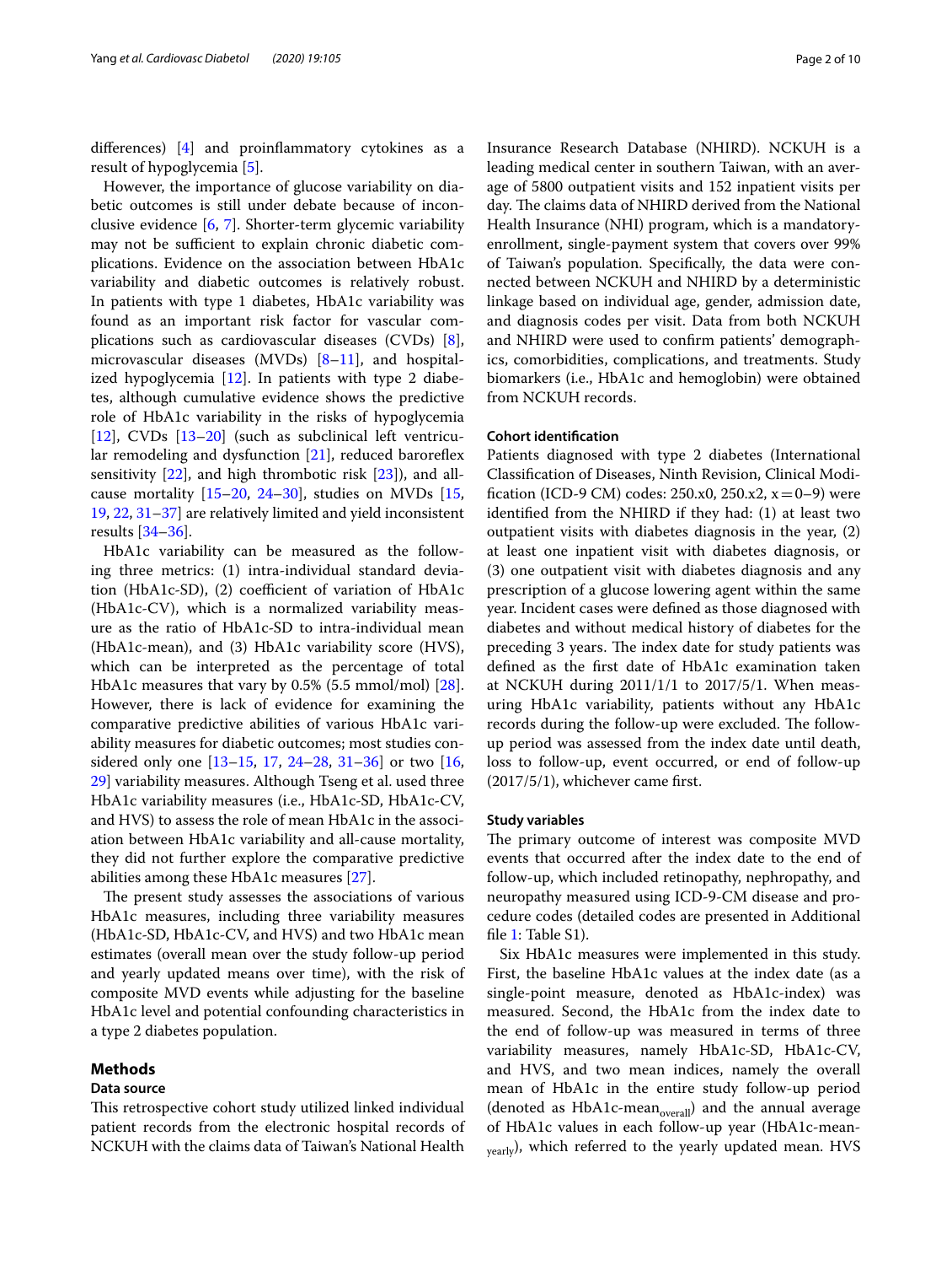differences) [4] and proinflammatory cytokines as a result of hypoglycemia [5].

However, the importance of glucose variability on diabetic outcomes is still under debate because of inconclusive evidence [6, 7]. Shorter-term glycemic variability may not be sufficient to explain chronic diabetic complications. Evidence on the association between HbA1c variability and diabetic outcomes is relatively robust. In patients with type 1 diabetes, HbA1c variability was found as an important risk factor for vascular complications such as cardiovascular diseases (CVDs) [8], microvascular diseases (MVDs) [8–11], and hospitalized hypoglycemia [12]. In patients with type 2 diabetes, although cumulative evidence shows the predictive role of HbA1c variability in the risks of hypoglycemia [12], CVDs [13–20] (such as subclinical left ventricular remodeling and dysfunction [21], reduced baroreflex sensitivity [22], and high thrombotic risk [23]), and all-cause mortality [15–20, 24–30], studies on MVDs [15, 19, 22, 31–37] are relatively limited and yield inconsistent results [34–36].

HbA1c variability can be measured as the following three metrics: (1) intra-individual standard deviation (HbA1c-SD), (2) coefficient of variation of HbA1c (HbA1c-CV), which is a normalized variability measure as the ratio of HbA1c-SD to intra-individual mean (HbA1c-mean), and (3) HbA1c variability score (HVS), which can be interpreted as the percentage of total HbA1c measures that vary by 0.5% (5.5 mmol/mol) [28]. However, there is lack of evidence for examining the comparative predictive abilities of various HbA1c variability measures for diabetic outcomes; most studies considered only one [13–15, 17, 24–28, 31–36] or two [16, 29] variability measures. Although Tseng et al. used three HbA1c variability measures (i.e., HbA1c-SD, HbA1c-CV, and HVS) to assess the role of mean HbA1c in the association between HbA1c variability and all-cause mortality, they did not further explore the comparative predictive abilities among these HbA1c measures [27].

The present study assesses the associations of various HbA1c measures, including three variability measures (HbA1c-SD, HbA1c-CV, and HVS) and two HbA1c mean estimates (overall mean over the study follow-up period and yearly updated means over time), with the risk of composite MVD events while adjusting for the baseline HbA1c level and potential confounding characteristics in a type 2 diabetes population.

## Methods

### Data source

This retrospective cohort study utilized linked individual patient records from the electronic hospital records of NCKUH with the claims data of Taiwan's National Health Insurance Research Database (NHIRD). NCKUH is a leading medical center in southern Taiwan, with an average of 5800 outpatient visits and 152 inpatient visits per day. The claims data of NHIRD derived from the National Health Insurance (NHI) program, which is a mandatory-enrollment, single-payment system that covers over 99% of Taiwan's population. Specifically, the data were connected between NCKUH and NHIRD by a deterministic linkage based on individual age, gender, admission date, and diagnosis codes per visit. Data from both NCKUH and NHIRD were used to confirm patients' demographics, comorbidities, complications, and treatments. Study biomarkers (i.e., HbA1c and hemoglobin) were obtained from NCKUH records.

### Cohort identification

Patients diagnosed with type 2 diabetes (International Classification of Diseases, Ninth Revision, Clinical Modification (ICD-9 CM) codes: 250.x0, 250.x2, x = 0–9) were identified from the NHIRD if they had: (1) at least two outpatient visits with diabetes diagnosis in the year, (2) at least one inpatient visit with diabetes diagnosis, or (3) one outpatient visit with diabetes diagnosis and any prescription of a glucose lowering agent within the same year. Incident cases were defined as those diagnosed with diabetes and without medical history of diabetes for the preceding 3 years. The index date for study patients was defined as the first date of HbA1c examination taken at NCKUH during 2011/1/1 to 2017/5/1. When measuring HbA1c variability, patients without any HbA1c records during the follow-up were excluded. The follow-up period was assessed from the index date until death, loss to follow-up, event occurred, or end of follow-up (2017/5/1), whichever came first.

### Study variables

The primary outcome of interest was composite MVD events that occurred after the index date to the end of follow-up, which included retinopathy, nephropathy, and neuropathy measured using ICD-9-CM disease and procedure codes (detailed codes are presented in Additional file 1: Table S1).

Six HbA1c measures were implemented in this study. First, the baseline HbA1c values at the index date (as a single-point measure, denoted as HbA1c-index) was measured. Second, the HbA1c from the index date to the end of follow-up was measured in terms of three variability measures, namely HbA1c-SD, HbA1c-CV, and HVS, and two mean indices, namely the overall mean of HbA1c in the entire study follow-up period (denoted as HbA1c-mean$_{overall}$) and the annual average of HbA1c values in each follow-up year (HbA1c-mean$_{yearly}$), which referred to the yearly updated mean. HVS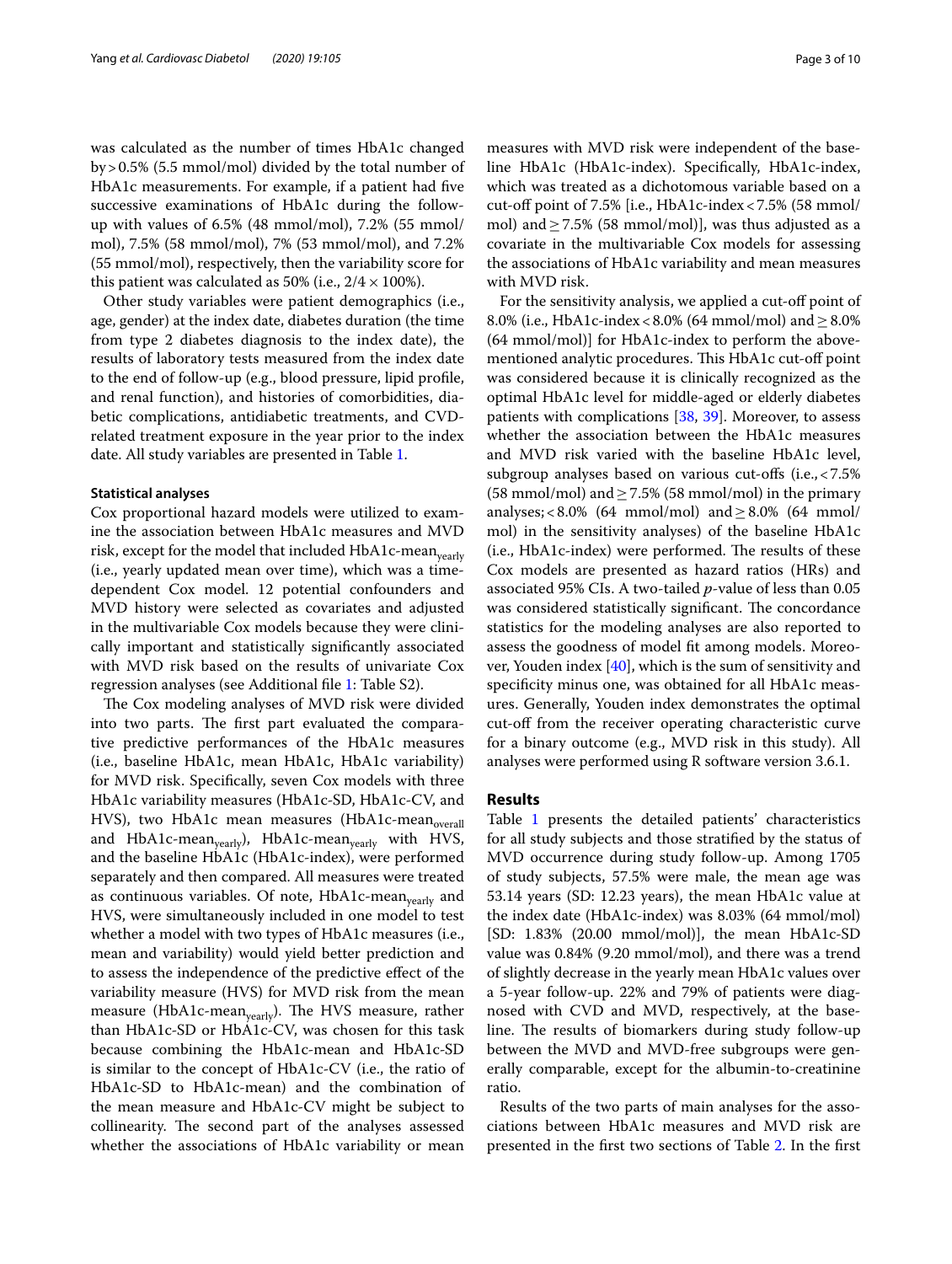was calculated as the number of times HbA1c changed by > 0.5% (5.5 mmol/mol) divided by the total number of HbA1c measurements. For example, if a patient had five successive examinations of HbA1c during the follow-up with values of 6.5% (48 mmol/mol), 7.2% (55 mmol/mol), 7.5% (58 mmol/mol), 7% (53 mmol/mol), and 7.2% (55 mmol/mol), respectively, then the variability score for this patient was calculated as 50% (i.e., $2/4 \times 100\%$).

Other study variables were patient demographics (i.e., age, gender) at the index date, diabetes duration (the time from type 2 diabetes diagnosis to the index date), the results of laboratory tests measured from the index date to the end of follow-up (e.g., blood pressure, lipid profile, and renal function), and histories of comorbidities, diabetic complications, antidiabetic treatments, and CVD-related treatment exposure in the year prior to the index date. All study variables are presented in Table 1.

### Statistical analyses

Cox proportional hazard models were utilized to examine the association between HbA1c measures and MVD risk, except for the model that included HbA1c-mean$_{yearly}$ (i.e., yearly updated mean over time), which was a time-dependent Cox model. 12 potential confounders and MVD history were selected as covariates and adjusted in the multivariable Cox models because they were clinically important and statistically significantly associated with MVD risk based on the results of univariate Cox regression analyses (see Additional file 1: Table S2).

The Cox modeling analyses of MVD risk were divided into two parts. The first part evaluated the comparative predictive performances of the HbA1c measures (i.e., baseline HbA1c, mean HbA1c, HbA1c variability) for MVD risk. Specifically, seven Cox models with three HbA1c variability measures (HbA1c-SD, HbA1c-CV, and HVS), two HbA1c mean measures (HbA1c-mean$_{overall}$ and HbA1c-mean$_{yearly}$), HbA1c-mean$_{yearly}$ with HVS, and the baseline HbA1c (HbA1c-index), were performed separately and then compared. All measures were treated as continuous variables. Of note, HbA1c-mean$_{yearly}$ and HVS, were simultaneously included in one model to test whether a model with two types of HbA1c measures (i.e., mean and variability) would yield better prediction and to assess the independence of the predictive effect of the variability measure (HVS) for MVD risk from the mean measure (HbA1c-mean$_{yearly}$). The HVS measure, rather than HbA1c-SD or HbA1c-CV, was chosen for this task because combining the HbA1c-mean and HbA1c-SD is similar to the concept of HbA1c-CV (i.e., the ratio of HbA1c-SD to HbA1c-mean) and the combination of the mean measure and HbA1c-CV might be subject to collinearity. The second part of the analyses assessed whether the associations of HbA1c variability or mean measures with MVD risk were independent of the baseline HbA1c (HbA1c-index). Specifically, HbA1c-index, which was treated as a dichotomous variable based on a cut-off point of 7.5% [i.e., HbA1c-index < 7.5% (58 mmol/mol) and ≥ 7.5% (58 mmol/mol)], was thus adjusted as a covariate in the multivariable Cox models for assessing the associations of HbA1c variability and mean measures with MVD risk.

For the sensitivity analysis, we applied a cut-off point of 8.0% (i.e., HbA1c-index < 8.0% (64 mmol/mol) and ≥ 8.0% (64 mmol/mol)] for HbA1c-index to perform the above-mentioned analytic procedures. This HbA1c cut-off point was considered because it is clinically recognized as the optimal HbA1c level for middle-aged or elderly diabetes patients with complications [38, 39]. Moreover, to assess whether the association between the HbA1c measures and MVD risk varied with the baseline HbA1c level, subgroup analyses based on various cut-offs (i.e., < 7.5% (58 mmol/mol) and ≥ 7.5% (58 mmol/mol) in the primary analyses; < 8.0% (64 mmol/mol) and ≥ 8.0% (64 mmol/mol) in the sensitivity analyses) of the baseline HbA1c (i.e., HbA1c-index) were performed. The results of these Cox models are presented as hazard ratios (HRs) and associated 95% CIs. A two-tailed *p*-value of less than 0.05 was considered statistically significant. The concordance statistics for the modeling analyses are also reported to assess the goodness of model fit among models. Moreover, Youden index [40], which is the sum of sensitivity and specificity minus one, was obtained for all HbA1c measures. Generally, Youden index demonstrates the optimal cut-off from the receiver operating characteristic curve for a binary outcome (e.g., MVD risk in this study). All analyses were performed using R software version 3.6.1.

## Results

Table 1 presents the detailed patients' characteristics for all study subjects and those stratified by the status of MVD occurrence during study follow-up. Among 1705 of study subjects, 57.5% were male, the mean age was 53.14 years (SD: 12.23 years), the mean HbA1c value at the index date (HbA1c-index) was 8.03% (64 mmol/mol) [SD: 1.83% (20.00 mmol/mol)], the mean HbA1c-SD value was 0.84% (9.20 mmol/mol), and there was a trend of slightly decrease in the yearly mean HbA1c values over a 5-year follow-up. 22% and 79% of patients were diagnosed with CVD and MVD, respectively, at the baseline. The results of biomarkers during study follow-up between the MVD and MVD-free subgroups were generally comparable, except for the albumin-to-creatinine ratio.

Results of the two parts of main analyses for the associations between HbA1c measures and MVD risk are presented in the first two sections of Table 2. In the first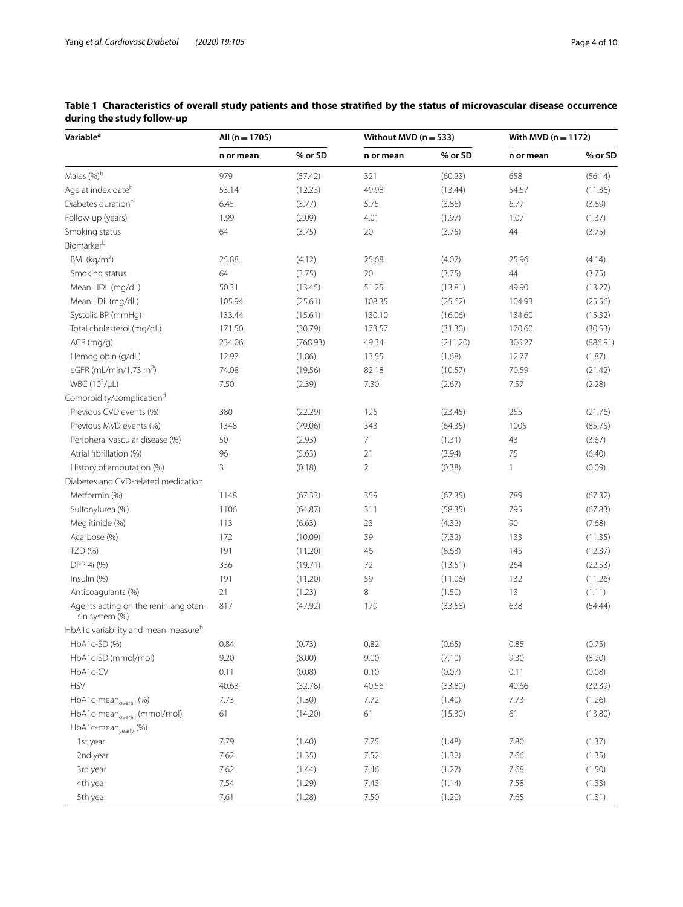**Table 1 Characteristics of overall study patients and those stratified by the status of microvascular disease occurrence during the study follow-up**

| Variable[a] | All (n = 1705) | | Without MVD (n = 533) | | With MVD (n = 1172) | |
|---|---|---|---|---|---|---|
| | n or mean | % or SD | n or mean | % or SD | n or mean | % or SD |
| Males (%)[b] | 979 | (57.42) | 321 | (60.23) | 658 | (56.14) |
| Age at index date[b] | 53.14 | (12.23) | 49.98 | (13.44) | 54.57 | (11.36) |
| Diabetes duration[c] | 6.45 | (3.77) | 5.75 | (3.86) | 6.77 | (3.69) |
| Follow-up (years) | 1.99 | (2.09) | 4.01 | (1.97) | 1.07 | (1.37) |
| Smoking status | 64 | (3.75) | 20 | (3.75) | 44 | (3.75) |
| Biomarker[b] | | | | | | |
| BMI (kg/m$^2$) | 25.88 | (4.12) | 25.68 | (4.07) | 25.96 | (4.14) |
| Smoking status | 64 | (3.75) | 20 | (3.75) | 44 | (3.75) |
| Mean HDL (mg/dL) | 50.31 | (13.45) | 51.25 | (13.81) | 49.90 | (13.27) |
| Mean LDL (mg/dL) | 105.94 | (25.61) | 108.35 | (25.62) | 104.93 | (25.56) |
| Systolic BP (mmHg) | 133.44 | (15.61) | 130.10 | (16.06) | 134.60 | (15.32) |
| Total cholesterol (mg/dL) | 171.50 | (30.79) | 173.57 | (31.30) | 170.60 | (30.53) |
| ACR (mg/g) | 234.06 | (768.93) | 49.34 | (211.20) | 306.27 | (886.91) |
| Hemoglobin (g/dL) | 12.97 | (1.86) | 13.55 | (1.68) | 12.77 | (1.87) |
| eGFR (mL/min/1.73 m$^2$) | 74.08 | (19.56) | 82.18 | (10.57) | 70.59 | (21.42) |
| WBC ($10^3$/μL) | 7.50 | (2.39) | 7.30 | (2.67) | 7.57 | (2.28) |
| Comorbidity/complication[d] | | | | | | |
| Previous CVD events (%) | 380 | (22.29) | 125 | (23.45) | 255 | (21.76) |
| Previous MVD events (%) | 1348 | (79.06) | 343 | (64.35) | 1005 | (85.75) |
| Peripheral vascular disease (%) | 50 | (2.93) | 7 | (1.31) | 43 | (3.67) |
| Atrial fibrillation (%) | 96 | (5.63) | 21 | (3.94) | 75 | (6.40) |
| History of amputation (%) | 3 | (0.18) | 2 | (0.38) | 1 | (0.09) |
| Diabetes and CVD-related medication | | | | | | |
| Metformin (%) | 1148 | (67.33) | 359 | (67.35) | 789 | (67.32) |
| Sulfonylurea (%) | 1106 | (64.87) | 311 | (58.35) | 795 | (67.83) |
| Meglitinide (%) | 113 | (6.63) | 23 | (4.32) | 90 | (7.68) |
| Acarbose (%) | 172 | (10.09) | 39 | (7.32) | 133 | (11.35) |
| TZD (%) | 191 | (11.20) | 46 | (8.63) | 145 | (12.37) |
| DPP-4i (%) | 336 | (19.71) | 72 | (13.51) | 264 | (22.53) |
| Insulin (%) | 191 | (11.20) | 59 | (11.06) | 132 | (11.26) |
| Anticoagulants (%) | 21 | (1.23) | 8 | (1.50) | 13 | (1.11) |
| Agents acting on the renin-angiotensin system (%) | 817 | (47.92) | 179 | (33.58) | 638 | (54.44) |
| HbA1c variability and mean measure[b] | | | | | | |
| HbA1c-SD (%) | 0.84 | (0.73) | 0.82 | (0.65) | 0.85 | (0.75) |
| HbA1c-SD (mmol/mol) | 9.20 | (8.00) | 9.00 | (7.10) | 9.30 | (8.20) |
| HbA1c-CV | 0.11 | (0.08) | 0.10 | (0.07) | 0.11 | (0.08) |
| HSV | 40.63 | (32.78) | 40.56 | (33.80) | 40.66 | (32.39) |
| HbA1c-mean$_{overall}$ (%) | 7.73 | (1.30) | 7.72 | (1.40) | 7.73 | (1.26) |
| HbA1c-mean$_{overall}$ (mmol/mol) | 61 | (14.20) | 61 | (15.30) | 61 | (13.80) |
| HbA1c-mean$_{yearly}$ (%) | | | | | | |
| 1st year | 7.79 | (1.40) | 7.75 | (1.48) | 7.80 | (1.37) |
| 2nd year | 7.62 | (1.35) | 7.52 | (1.32) | 7.66 | (1.35) |
| 3rd year | 7.62 | (1.44) | 7.46 | (1.27) | 7.68 | (1.50) |
| 4th year | 7.54 | (1.29) | 7.43 | (1.14) | 7.58 | (1.33) |
| 5th year | 7.61 | (1.28) | 7.50 | (1.20) | 7.65 | (1.31) |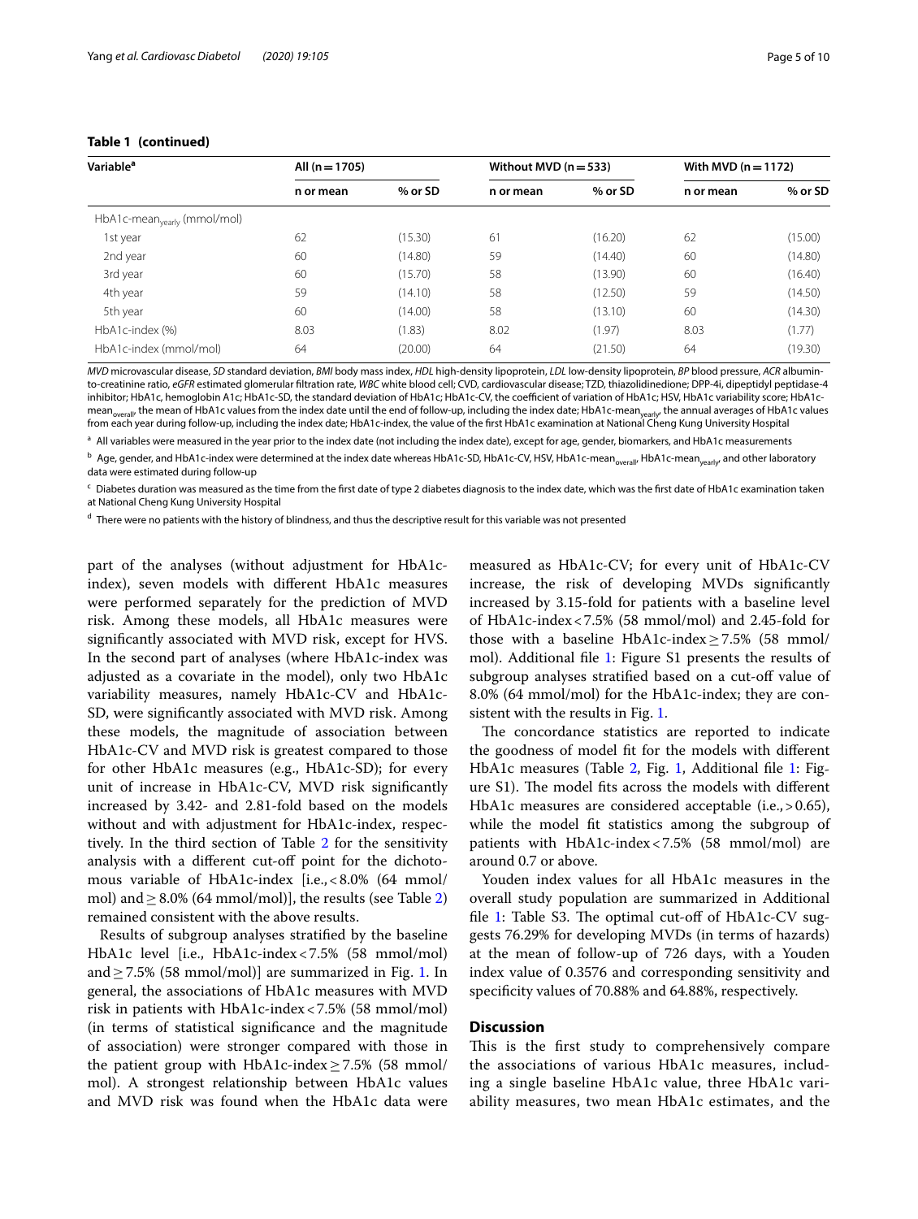**Table 1 (continued)**

| Variable[a] | All (n = 1705) | | Without MVD (n = 533) | | With MVD (n = 1172) | |
|---|---|---|---|---|---|---|
| | n or mean | % or SD | n or mean | % or SD | n or mean | % or SD |
| HbA1c-mean$_{yearly}$ (mmol/mol) | | | | | | |
| 1st year | 62 | (15.30) | 61 | (16.20) | 62 | (15.00) |
| 2nd year | 60 | (14.80) | 59 | (14.40) | 60 | (14.80) |
| 3rd year | 60 | (15.70) | 58 | (13.90) | 60 | (16.40) |
| 4th year | 59 | (14.10) | 58 | (12.50) | 59 | (14.50) |
| 5th year | 60 | (14.00) | 58 | (13.10) | 60 | (14.30) |
| HbA1c-index (%) | 8.03 | (1.83) | 8.02 | (1.97) | 8.03 | (1.77) |
| HbA1c-index (mmol/mol) | 64 | (20.00) | 64 | (21.50) | 64 | (19.30) |

*MVD* microvascular disease, *SD* standard deviation, *BMI* body mass index, *HDL* high-density lipoprotein, *LDL* low-density lipoprotein, *BP* blood pressure, *ACR* albumin-to-creatinine ratio, *eGFR* estimated glomerular filtration rate, *WBC* white blood cell; CVD, cardiovascular disease; TZD, thiazolidinedione; DPP-4i, dipeptidyl peptidase-4 inhibitor; HbA1c, hemoglobin A1c; HbA1c-SD, the standard deviation of HbA1c; HbA1c-CV, the coefficient of variation of HbA1c; HSV, HbA1c variability score; HbA1c-mean$_{overall}$, the mean of HbA1c values from the index date until the end of follow-up, including the index date; HbA1c-mean$_{yearly}$, the annual averages of HbA1c values from each year during follow-up, including the index date; HbA1c-index, the value of the first HbA1c examination at National Cheng Kung University Hospital

[a] All variables were measured in the year prior to the index date (not including the index date), except for age, gender, biomarkers, and HbA1c measurements

[b] Age, gender, and HbA1c-index were determined at the index date whereas HbA1c-SD, HbA1c-CV, HSV, HbA1c-mean$_{overall}$, HbA1c-mean$_{yearly}$, and other laboratory data were estimated during follow-up

[c] Diabetes duration was measured as the time from the first date of type 2 diabetes diagnosis to the index date, which was the first date of HbA1c examination taken at National Cheng Kung University Hospital

[d] There were no patients with the history of blindness, and thus the descriptive result for this variable was not presented

part of the analyses (without adjustment for HbA1c-index), seven models with different HbA1c measures were performed separately for the prediction of MVD risk. Among these models, all HbA1c measures were significantly associated with MVD risk, except for HVS. In the second part of analyses (where HbA1c-index was adjusted as a covariate in the model), only two HbA1c variability measures, namely HbA1c-CV and HbA1c-SD, were significantly associated with MVD risk. Among these models, the magnitude of association between HbA1c-CV and MVD risk is greatest compared to those for other HbA1c measures (e.g., HbA1c-SD); for every unit of increase in HbA1c-CV, MVD risk significantly increased by 3.42- and 2.81-fold based on the models without and with adjustment for HbA1c-index, respectively. In the third section of Table 2 for the sensitivity analysis with a different cut-off point for the dichotomous variable of HbA1c-index [i.e., < 8.0% (64 mmol/mol) and ≥ 8.0% (64 mmol/mol)], the results (see Table 2) remained consistent with the above results.

Results of subgroup analyses stratified by the baseline HbA1c level [i.e., HbA1c-index < 7.5% (58 mmol/mol) and ≥ 7.5% (58 mmol/mol)] are summarized in Fig. 1. In general, the associations of HbA1c measures with MVD risk in patients with HbA1c-index < 7.5% (58 mmol/mol) (in terms of statistical significance and the magnitude of association) were stronger compared with those in the patient group with HbA1c-index ≥ 7.5% (58 mmol/mol). A strongest relationship between HbA1c values and MVD risk was found when the HbA1c data were measured as HbA1c-CV; for every unit of HbA1c-CV increase, the risk of developing MVDs significantly increased by 3.15-fold for patients with a baseline level of HbA1c-index < 7.5% (58 mmol/mol) and 2.45-fold for those with a baseline HbA1c-index ≥ 7.5% (58 mmol/mol). Additional file 1: Figure S1 presents the results of subgroup analyses stratified based on a cut-off value of 8.0% (64 mmol/mol) for the HbA1c-index; they are consistent with the results in Fig. 1.

The concordance statistics are reported to indicate the goodness of model fit for the models with different HbA1c measures (Table 2, Fig. 1, Additional file 1: Figure S1). The model fits across the models with different HbA1c measures are considered acceptable (i.e., > 0.65), while the model fit statistics among the subgroup of patients with HbA1c-index < 7.5% (58 mmol/mol) are around 0.7 or above.

Youden index values for all HbA1c measures in the overall study population are summarized in Additional file 1: Table S3. The optimal cut-off of HbA1c-CV suggests 76.29% for developing MVDs (in terms of hazards) at the mean of follow-up of 726 days, with a Youden index value of 0.3576 and corresponding sensitivity and specificity values of 70.88% and 64.88%, respectively.

## Discussion

This is the first study to comprehensively compare the associations of various HbA1c measures, including a single baseline HbA1c value, three HbA1c variability measures, two mean HbA1c estimates, and the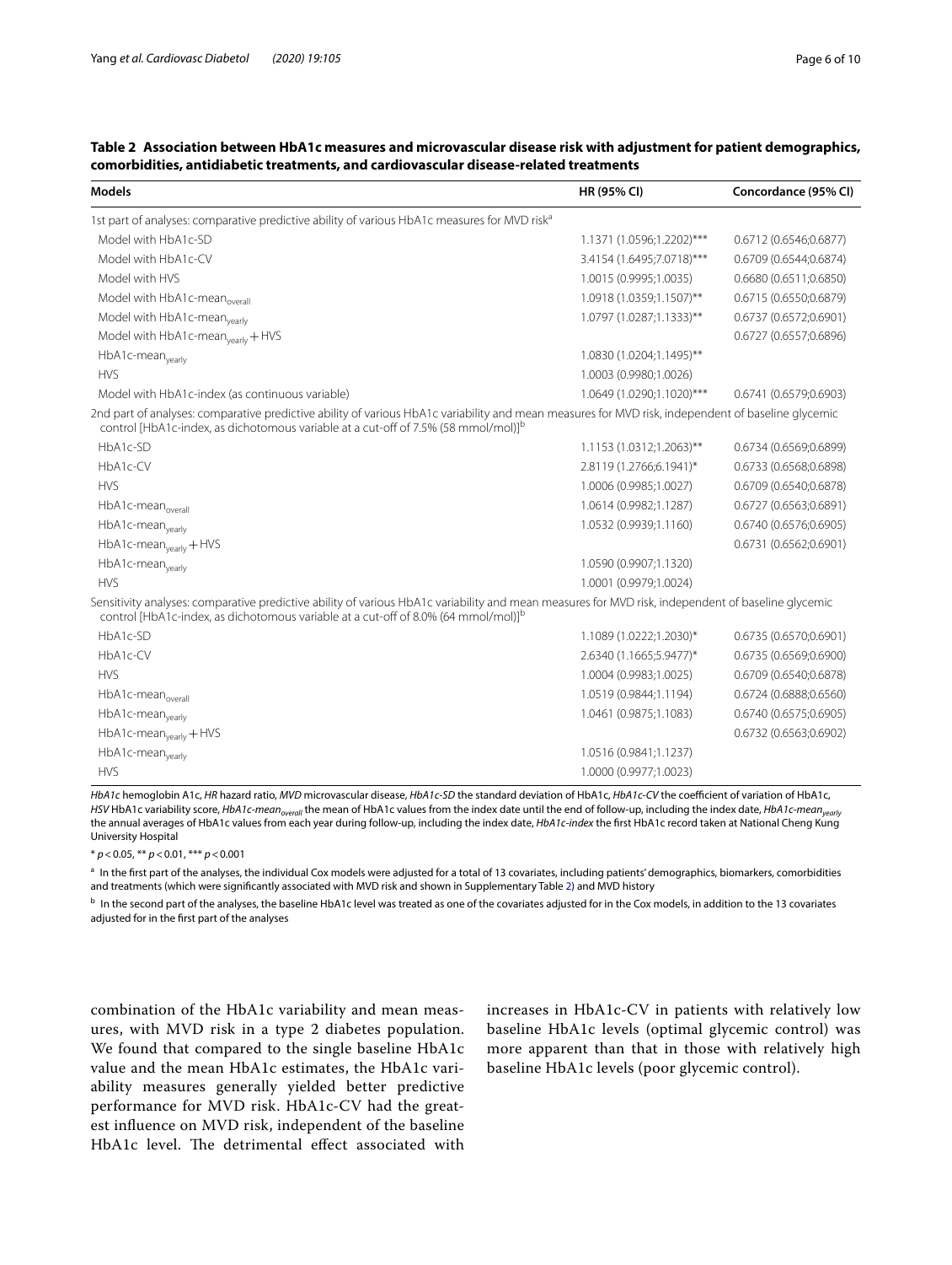**Table 2 Association between HbA1c measures and microvascular disease risk with adjustment for patient demographics, comorbidities, antidiabetic treatments, and cardiovascular disease-related treatments**

| Models | HR (95% CI) | Concordance (95% CI) |
|---|---|---|
| 1st part of analyses: comparative predictive ability of various HbA1c measures for MVD risk[a] | | |
| Model with HbA1c-SD | 1.1371 (1.0596;1.2202)*** | 0.6712 (0.6546;0.6877) |
| Model with HbA1c-CV | 3.4154 (1.6495;7.0718)*** | 0.6709 (0.6544;0.6874) |
| Model with HVS | 1.0015 (0.9995;1.0035) | 0.6680 (0.6511;0.6850) |
| Model with HbA1c-mean$_{overall}$ | 1.0918 (1.0359;1.1507)** | 0.6715 (0.6550;0.6879) |
| Model with HbA1c-mean$_{yearly}$ | 1.0797 (1.0287;1.1333)** | 0.6737 (0.6572;0.6901) |
| Model with HbA1c-mean$_{yearly}$ + HVS | | 0.6727 (0.6557;0.6896) |
| HbA1c-mean$_{yearly}$ | 1.0830 (1.0204;1.1495)** | |
| HVS | 1.0003 (0.9980;1.0026) | |
| Model with HbA1c-index (as continuous variable) | 1.0649 (1.0290;1.1020)*** | 0.6741 (0.6579;0.6903) |
| 2nd part of analyses: comparative predictive ability of various HbA1c variability and mean measures for MVD risk, independent of baseline glycemic control [HbA1c-index, as dichotomous variable at a cut-off of 7.5% (58 mmol/mol)][b] | | |
| HbA1c-SD | 1.1153 (1.0312;1.2063)** | 0.6734 (0.6569;0.6899) |
| HbA1c-CV | 2.8119 (1.2766;6.1941)* | 0.6733 (0.6568;0.6898) |
| HVS | 1.0006 (0.9985;1.0027) | 0.6709 (0.6540;0.6878) |
| HbA1c-mean$_{overall}$ | 1.0614 (0.9982;1.1287) | 0.6727 (0.6563;0.6891) |
| HbA1c-mean$_{yearly}$ | 1.0532 (0.9939;1.1160) | 0.6740 (0.6576;0.6905) |
| HbA1c-mean$_{yearly}$ + HVS | | 0.6731 (0.6562;0.6901) |
| HbA1c-mean$_{yearly}$ | 1.0590 (0.9907;1.1320) | |
| HVS | 1.0001 (0.9979;1.0024) | |
| Sensitivity analyses: comparative predictive ability of various HbA1c variability and mean measures for MVD risk, independent of baseline glycemic control [HbA1c-index, as dichotomous variable at a cut-off of 8.0% (64 mmol/mol)][b] | | |
| HbA1c-SD | 1.1089 (1.0222;1.2030)* | 0.6735 (0.6570;0.6901) |
| HbA1c-CV | 2.6340 (1.1665;5.9477)* | 0.6735 (0.6569;0.6900) |
| HVS | 1.0004 (0.9983;1.0025) | 0.6709 (0.6540;0.6878) |
| HbA1c-mean$_{overall}$ | 1.0519 (0.9844;1.1194) | 0.6724 (0.6888;0.6560) |
| HbA1c-mean$_{yearly}$ | 1.0461 (0.9875;1.1083) | 0.6740 (0.6575;0.6905) |
| HbA1c-mean$_{yearly}$ + HVS | | 0.6732 (0.6563;0.6902) |
| HbA1c-mean$_{yearly}$ | 1.0516 (0.9841;1.1237) | |
| HVS | 1.0000 (0.9977;1.0023) | |

*HbA1c* hemoglobin A1c, *HR* hazard ratio, *MVD* microvascular disease, *HbA1c-SD* the standard deviation of HbA1c, *HbA1c-CV* the coefficient of variation of HbA1c, *HSV* HbA1c variability score, *HbA1c-mean$_{overall}$* the mean of HbA1c values from the index date until the end of follow-up, including the index date, *HbA1c-mean$_{yearly}$* the annual averages of HbA1c values from each year during follow-up, including the index date, *HbA1c-index* the first HbA1c record taken at National Cheng Kung University Hospital

* $p < 0.05$, ** $p < 0.01$, *** $p < 0.001$

[a] In the first part of the analyses, the individual Cox models were adjusted for a total of 13 covariates, including patients' demographics, biomarkers, comorbidities and treatments (which were significantly associated with MVD risk and shown in Supplementary Table 2) and MVD history

[b] In the second part of the analyses, the baseline HbA1c level was treated as one of the covariates adjusted for in the Cox models, in addition to the 13 covariates adjusted for in the first part of the analyses

combination of the HbA1c variability and mean measures, with MVD risk in a type 2 diabetes population. We found that compared to the single baseline HbA1c value and the mean HbA1c estimates, the HbA1c variability measures generally yielded better predictive performance for MVD risk. HbA1c-CV had the greatest influence on MVD risk, independent of the baseline HbA1c level. The detrimental effect associated with increases in HbA1c-CV in patients with relatively low baseline HbA1c levels (optimal glycemic control) was more apparent than that in those with relatively high baseline HbA1c levels (poor glycemic control).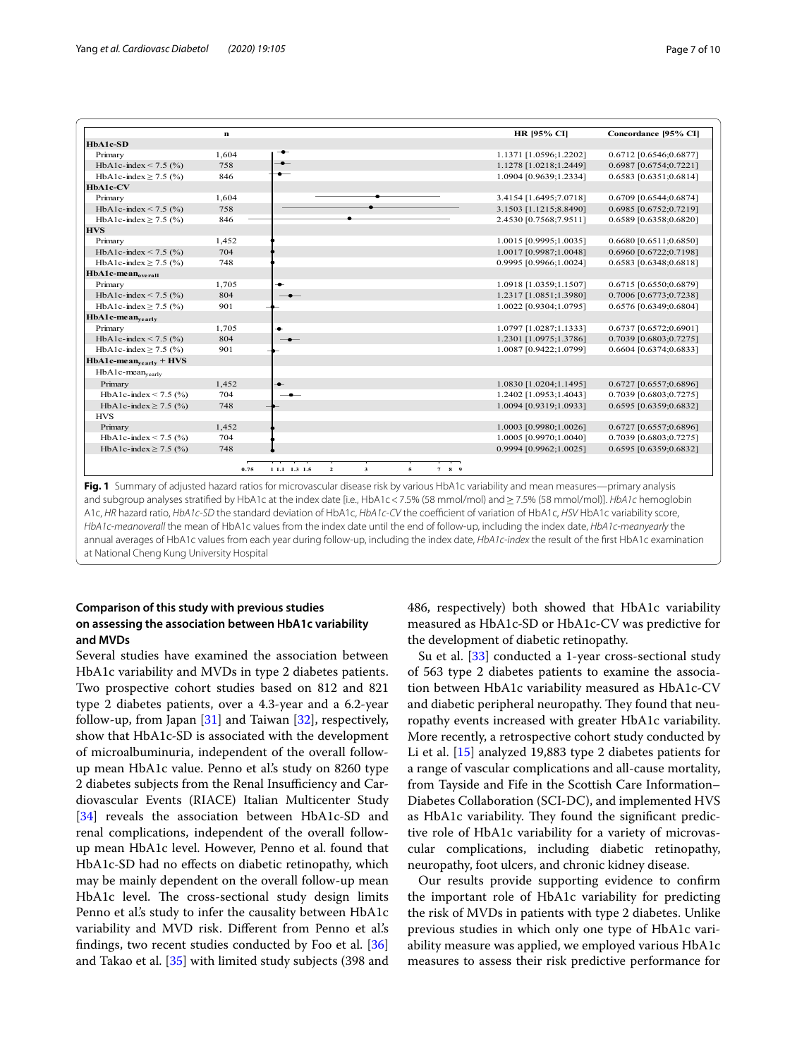| | n | HR [95% CI] | Concordance [95% CI] |
|---|---|---|---|
| **HbA1c-SD** | | | |
| Primary | 1,604 | 1.1371 [1.0596;1.2202] | 0.6712 [0.6546;0.6877] |
| HbA1c-index < 7.5 (%) | 758 | 1.1278 [1.0218;1.2449] | 0.6987 [0.6754;0.7221] |
| HbA1c-index ≥ 7.5 (%) | 846 | 1.0904 [0.9639;1.2334] | 0.6583 [0.6351;0.6814] |
| **HbA1c-CV** | | | |
| Primary | 1,604 | 3.4154 [1.6495;7.0718] | 0.6709 [0.6544;0.6874] |
| HbA1c-index < 7.5 (%) | 758 | 3.1503 [1.1215;8.8490] | 0.6985 [0.6752;0.7219] |
| HbA1c-index ≥ 7.5 (%) | 846 | 2.4530 [0.7568;7.9511] | 0.6589 [0.6358;0.6820] |
| **HVS** | | | |
| Primary | 1,452 | 1.0015 [0.9995;1.0035] | 0.6680 [0.6511;0.6850] |
| HbA1c-index < 7.5 (%) | 704 | 1.0017 [0.9987;1.0048] | 0.6960 [0.6722;0.7198] |
| HbA1c-index ≥ 7.5 (%) | 748 | 0.9995 [0.9966;1.0024] | 0.6583 [0.6348;0.6818] |
| **HbA1c-mean$_{overall}$** | | | |
| Primary | 1,705 | 1.0918 [1.0359;1.1507] | 0.6715 [0.6550;0.6879] |
| HbA1c-index < 7.5 (%) | 804 | 1.2317 [1.0851;1.3980] | 0.7006 [0.6773;0.7238] |
| HbA1c-index ≥ 7.5 (%) | 901 | 1.0022 [0.9304;1.0795] | 0.6576 [0.6349;0.6804] |
| **HbA1c-mean$_{yearly}$** | | | |
| Primary | 1,705 | 1.0797 [1.0287;1.1333] | 0.6737 [0.6572;0.6901] |
| HbA1c-index < 7.5 (%) | 804 | 1.2301 [1.0975;1.3786] | 0.7039 [0.6803;0.7275] |
| HbA1c-index ≥ 7.5 (%) | 901 | 1.0087 [0.9422;1.0799] | 0.6604 [0.6374;0.6833] |
| **HbA1c-mean$_{yearly}$ + HVS** | | | |
| HbA1c-mean$_{yearly}$ | | | |
| Primary | 1,452 | 1.0830 [1.0204;1.1495] | 0.6727 [0.6557;0.6896] |
| HbA1c-index < 7.5 (%) | 704 | 1.2402 [1.0953;1.4043] | 0.7039 [0.6803;0.7275] |
| HbA1c-index ≥ 7.5 (%) | 748 | 1.0094 [0.9319;1.0933] | 0.6595 [0.6359;0.6832] |
| HVS | | | |
| Primary | 1,452 | 1.0003 [0.9980;1.0026] | 0.6727 [0.6557;0.6896] |
| HbA1c-index < 7.5 (%) | 704 | 1.0005 [0.9970;1.0040] | 0.7039 [0.6803;0.7275] |
| HbA1c-index ≥ 7.5 (%) | 748 | 0.9994 [0.9962;1.0025] | 0.6595 [0.6359;0.6832] |

**Fig. 1** Summary of adjusted hazard ratios for microvascular disease risk by various HbA1c variability and mean measures—primary analysis and subgroup analyses stratified by HbA1c at the index date [i.e., HbA1c < 7.5% (58 mmol/mol) and ≥ 7.5% (58 mmol/mol)]. *HbA1c* hemoglobin A1c, *HR* hazard ratio, *HbA1c-SD* the standard deviation of HbA1c, *HbA1c-CV* the coefficient of variation of HbA1c, *HSV* HbA1c variability score, *HbA1c-meanoverall* the mean of HbA1c values from the index date until the end of follow-up, including the index date, *HbA1c-meanyearly* the annual averages of HbA1c values from each year during follow-up, including the index date, *HbA1c-index* the result of the first HbA1c examination at National Cheng Kung University Hospital

### Comparison of this study with previous studies on assessing the association between HbA1c variability and MVDs

Several studies have examined the association between HbA1c variability and MVDs in type 2 diabetes patients. Two prospective cohort studies based on 812 and 821 type 2 diabetes patients, over a 4.3-year and a 6.2-year follow-up, from Japan [31] and Taiwan [32], respectively, show that HbA1c-SD is associated with the development of microalbuminuria, independent of the overall follow-up mean HbA1c value. Penno et al.'s study on 8260 type 2 diabetes subjects from the Renal Insufficiency and Cardiovascular Events (RIACE) Italian Multicenter Study [34] reveals the association between HbA1c-SD and renal complications, independent of the overall follow-up mean HbA1c level. However, Penno et al. found that HbA1c-SD had no effects on diabetic retinopathy, which may be mainly dependent on the overall follow-up mean HbA1c level. The cross-sectional study design limits Penno et al.'s study to infer the causality between HbA1c variability and MVD risk. Different from Penno et al.'s findings, two recent studies conducted by Foo et al. [36] and Takao et al. [35] with limited study subjects (398 and 486, respectively) both showed that HbA1c variability measured as HbA1c-SD or HbA1c-CV was predictive for the development of diabetic retinopathy.

Su et al. [33] conducted a 1-year cross-sectional study of 563 type 2 diabetes patients to examine the association between HbA1c variability measured as HbA1c-CV and diabetic peripheral neuropathy. They found that neuropathy events increased with greater HbA1c variability. More recently, a retrospective cohort study conducted by Li et al. [15] analyzed 19,883 type 2 diabetes patients for a range of vascular complications and all-cause mortality, from Tayside and Fife in the Scottish Care Information–Diabetes Collaboration (SCI-DC), and implemented HVS as HbA1c variability. They found the significant predictive role of HbA1c variability for a variety of microvascular complications, including diabetic retinopathy, neuropathy, foot ulcers, and chronic kidney disease.

Our results provide supporting evidence to confirm the important role of HbA1c variability for predicting the risk of MVDs in patients with type 2 diabetes. Unlike previous studies in which only one type of HbA1c variability measure was applied, we employed various HbA1c measures to assess their risk predictive performance for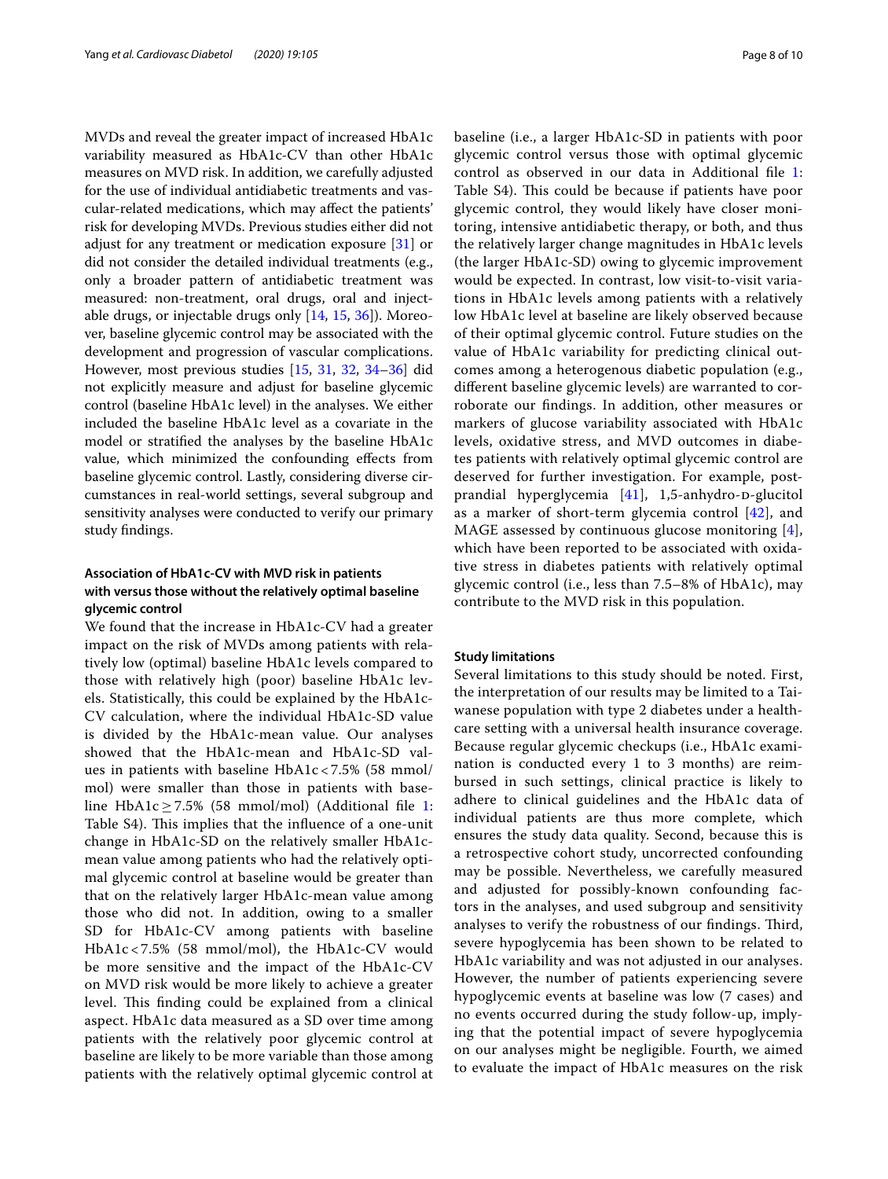MVDs and reveal the greater impact of increased HbA1c variability measured as HbA1c-CV than other HbA1c measures on MVD risk. In addition, we carefully adjusted for the use of individual antidiabetic treatments and vascular-related medications, which may affect the patients' risk for developing MVDs. Previous studies either did not adjust for any treatment or medication exposure [31] or did not consider the detailed individual treatments (e.g., only a broader pattern of antidiabetic treatment was measured: non-treatment, oral drugs, oral and injectable drugs, or injectable drugs only [14, 15, 36]). Moreover, baseline glycemic control may be associated with the development and progression of vascular complications. However, most previous studies [15, 31, 32, 34–36] did not explicitly measure and adjust for baseline glycemic control (baseline HbA1c level) in the analyses. We either included the baseline HbA1c level as a covariate in the model or stratified the analyses by the baseline HbA1c value, which minimized the confounding effects from baseline glycemic control. Lastly, considering diverse circumstances in real-world settings, several subgroup and sensitivity analyses were conducted to verify our primary study findings.

### Association of HbA1c-CV with MVD risk in patients with versus those without the relatively optimal baseline glycemic control

We found that the increase in HbA1c-CV had a greater impact on the risk of MVDs among patients with relatively low (optimal) baseline HbA1c levels compared to those with relatively high (poor) baseline HbA1c levels. Statistically, this could be explained by the HbA1c-CV calculation, where the individual HbA1c-SD value is divided by the HbA1c-mean value. Our analyses showed that the HbA1c-mean and HbA1c-SD values in patients with baseline HbA1c < 7.5% (58 mmol/mol) were smaller than those in patients with baseline HbA1c ≥ 7.5% (58 mmol/mol) (Additional file 1: Table S4). This implies that the influence of a one-unit change in HbA1c-SD on the relatively smaller HbA1c-mean value among patients who had the relatively optimal glycemic control at baseline would be greater than that on the relatively larger HbA1c-mean value among those who did not. In addition, owing to a smaller SD for HbA1c-CV among patients with baseline HbA1c < 7.5% (58 mmol/mol), the HbA1c-CV would be more sensitive and the impact of the HbA1c-CV on MVD risk would be more likely to achieve a greater level. This finding could be explained from a clinical aspect. HbA1c data measured as a SD over time among patients with the relatively poor glycemic control at baseline are likely to be more variable than those among patients with the relatively optimal glycemic control at baseline (i.e., a larger HbA1c-SD in patients with poor glycemic control versus those with optimal glycemic control as observed in our data in Additional file 1: Table S4). This could be because if patients have poor glycemic control, they would likely have closer monitoring, intensive antidiabetic therapy, or both, and thus the relatively larger change magnitudes in HbA1c levels (the larger HbA1c-SD) owing to glycemic improvement would be expected. In contrast, low visit-to-visit variations in HbA1c levels among patients with a relatively low HbA1c level at baseline are likely observed because of their optimal glycemic control. Future studies on the value of HbA1c variability for predicting clinical outcomes among a heterogenous diabetic population (e.g., different baseline glycemic levels) are warranted to corroborate our findings. In addition, other measures or markers of glucose variability associated with HbA1c levels, oxidative stress, and MVD outcomes in diabetes patients with relatively optimal glycemic control are deserved for further investigation. For example, postprandial hyperglycemia [41], 1,5-anhydro-D-glucitol as a marker of short-term glycemia control [42], and MAGE assessed by continuous glucose monitoring [4], which have been reported to be associated with oxidative stress in diabetes patients with relatively optimal glycemic control (i.e., less than 7.5–8% of HbA1c), may contribute to the MVD risk in this population.

### Study limitations

Several limitations to this study should be noted. First, the interpretation of our results may be limited to a Taiwanese population with type 2 diabetes under a healthcare setting with a universal health insurance coverage. Because regular glycemic checkups (i.e., HbA1c examination is conducted every 1 to 3 months) are reimbursed in such settings, clinical practice is likely to adhere to clinical guidelines and the HbA1c data of individual patients are thus more complete, which ensures the study data quality. Second, because this is a retrospective cohort study, uncorrected confounding may be possible. Nevertheless, we carefully measured and adjusted for possibly-known confounding factors in the analyses, and used subgroup and sensitivity analyses to verify the robustness of our findings. Third, severe hypoglycemia has been shown to be related to HbA1c variability and was not adjusted in our analyses. However, the number of patients experiencing severe hypoglycemic events at baseline was low (7 cases) and no events occurred during the study follow-up, implying that the potential impact of severe hypoglycemia on our analyses might be negligible. Fourth, we aimed to evaluate the impact of HbA1c measures on the risk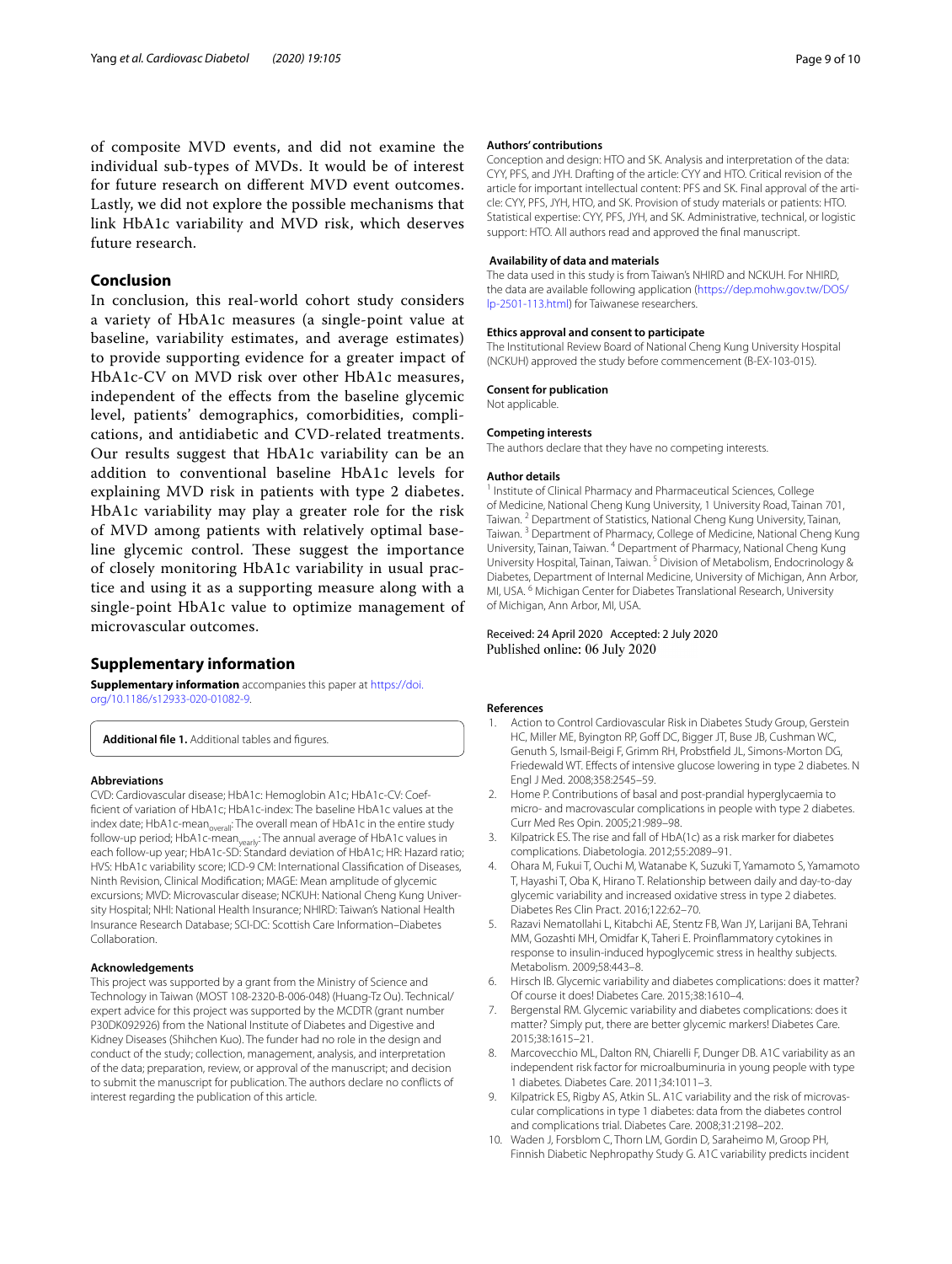of composite MVD events, and did not examine the individual sub-types of MVDs. It would be of interest for future research on different MVD event outcomes. Lastly, we did not explore the possible mechanisms that link HbA1c variability and MVD risk, which deserves future research.

## Conclusion

In conclusion, this real-world cohort study considers a variety of HbA1c measures (a single-point value at baseline, variability estimates, and average estimates) to provide supporting evidence for a greater impact of HbA1c-CV on MVD risk over other HbA1c measures, independent of the effects from the baseline glycemic level, patients' demographics, comorbidities, complications, and antidiabetic and CVD-related treatments. Our results suggest that HbA1c variability can be an addition to conventional baseline HbA1c levels for explaining MVD risk in patients with type 2 diabetes. HbA1c variability may play a greater role for the risk of MVD among patients with relatively optimal baseline glycemic control. These suggest the importance of closely monitoring HbA1c variability in usual practice and using it as a supporting measure along with a single-point HbA1c value to optimize management of microvascular outcomes.

## Supplementary information

**Supplementary information** accompanies this paper at https://doi.org/10.1186/s12933-020-01082-9.

**Additional file 1.** Additional tables and figures.

### Abbreviations

CVD: Cardiovascular disease; HbA1c: Hemoglobin A1c; HbA1c-CV: Coefficient of variation of HbA1c; HbA1c-index: The baseline HbA1c values at the index date; HbA1c-mean$_{overall}$: The overall mean of HbA1c in the entire study follow-up period; HbA1c-mean$_{yearly}$: The annual average of HbA1c values in each follow-up year; HbA1c-SD: Standard deviation of HbA1c; HR: Hazard ratio; HVS: HbA1c variability score; ICD-9 CM: International Classification of Diseases, Ninth Revision, Clinical Modification; MAGE: Mean amplitude of glycemic excursions; MVD: Microvascular disease; NCKUH: National Cheng Kung University Hospital; NHI: National Health Insurance; NHIRD: Taiwan's National Health Insurance Research Database; SCI-DC: Scottish Care Information–Diabetes Collaboration.

### Acknowledgements

This project was supported by a grant from the Ministry of Science and Technology in Taiwan (MOST 108-2320-B-006-048) (Huang-Tz Ou). Technical/expert advice for this project was supported by the MCDTR (grant number P30DK092926) from the National Institute of Diabetes and Digestive and Kidney Diseases (Shihchen Kuo). The funder had no role in the design and conduct of the study; collection, management, analysis, and interpretation of the data; preparation, review, or approval of the manuscript; and decision to submit the manuscript for publication. The authors declare no conflicts of interest regarding the publication of this article.

### Authors' contributions

Conception and design: HTO and SK. Analysis and interpretation of the data: CYY, PFS, and JYH. Drafting of the article: CYY and HTO. Critical revision of the article for important intellectual content: PFS and SK. Final approval of the article: CYY, PFS, JYH, HTO, and SK. Provision of study materials or patients: HTO. Statistical expertise: CYY, PFS, JYH, and SK. Administrative, technical, or logistic support: HTO. All authors read and approved the final manuscript.

### Availability of data and materials

The data used in this study is from Taiwan's NHIRD and NCKUH. For NHIRD, the data are available following application (https://dep.mohw.gov.tw/DOS/lp-2501-113.html) for Taiwanese researchers.

### Ethics approval and consent to participate

The Institutional Review Board of National Cheng Kung University Hospital (NCKUH) approved the study before commencement (B-EX-103-015).

### Consent for publication

Not applicable.

### Competing interests

The authors declare that they have no competing interests.

### Author details

[1] Institute of Clinical Pharmacy and Pharmaceutical Sciences, College of Medicine, National Cheng Kung University, 1 University Road, Tainan 701, Taiwan. [2] Department of Statistics, National Cheng Kung University, Tainan, Taiwan. [3] Department of Pharmacy, College of Medicine, National Cheng Kung University, Tainan, Taiwan. [4] Department of Pharmacy, National Cheng Kung University Hospital, Tainan, Taiwan. [5] Division of Metabolism, Endocrinology & Diabetes, Department of Internal Medicine, University of Michigan, Ann Arbor, MI, USA. [6] Michigan Center for Diabetes Translational Research, University of Michigan, Ann Arbor, MI, USA.

Received: 24 April 2020 Accepted: 2 July 2020
Published online: 06 July 2020

### References

1. Action to Control Cardiovascular Risk in Diabetes Study Group, Gerstein HC, Miller ME, Byington RP, Goff DC, Bigger JT, Buse JB, Cushman WC, Genuth S, Ismail-Beigi F, Grimm RH, Probstfield JL, Simons-Morton DG, Friedewald WT. Effects of intensive glucose lowering in type 2 diabetes. N Engl J Med. 2008;358:2545–59.
2. Home P. Contributions of basal and post-prandial hyperglycaemia to micro- and macrovascular complications in people with type 2 diabetes. Curr Med Res Opin. 2005;21:989–98.
3. Kilpatrick ES. The rise and fall of HbA(1c) as a risk marker for diabetes complications. Diabetologia. 2012;55:2089–91.
4. Ohara M, Fukui T, Ouchi M, Watanabe K, Suzuki T, Yamamoto S, Yamamoto T, Hayashi T, Oba K, Hirano T. Relationship between daily and day-to-day glycemic variability and increased oxidative stress in type 2 diabetes. Diabetes Res Clin Pract. 2016;122:62–70.
5. Razavi Nematollahi L, Kitabchi AE, Stentz FB, Wan JY, Larijani BA, Tehrani MM, Gozashti MH, Omidfar K, Taheri E. Proinflammatory cytokines in response to insulin-induced hypoglycemic stress in healthy subjects. Metabolism. 2009;58:443–8.
6. Hirsch IB. Glycemic variability and diabetes complications: does it matter? Of course it does! Diabetes Care. 2015;38:1610–4.
7. Bergenstal RM. Glycemic variability and diabetes complications: does it matter? Simply put, there are better glycemic markers! Diabetes Care. 2015;38:1615–21.
8. Marcovecchio ML, Dalton RN, Chiarelli F, Dunger DB. A1C variability as an independent risk factor for microalbuminuria in young people with type 1 diabetes. Diabetes Care. 2011;34:1011–3.
9. Kilpatrick ES, Rigby AS, Atkin SL. A1C variability and the risk of microvascular complications in type 1 diabetes: data from the diabetes control and complications trial. Diabetes Care. 2008;31:2198–202.
10. Waden J, Forsblom C, Thorn LM, Gordin D, Saraheimo M, Groop PH, Finnish Diabetic Nephropathy Study G. A1C variability predicts incident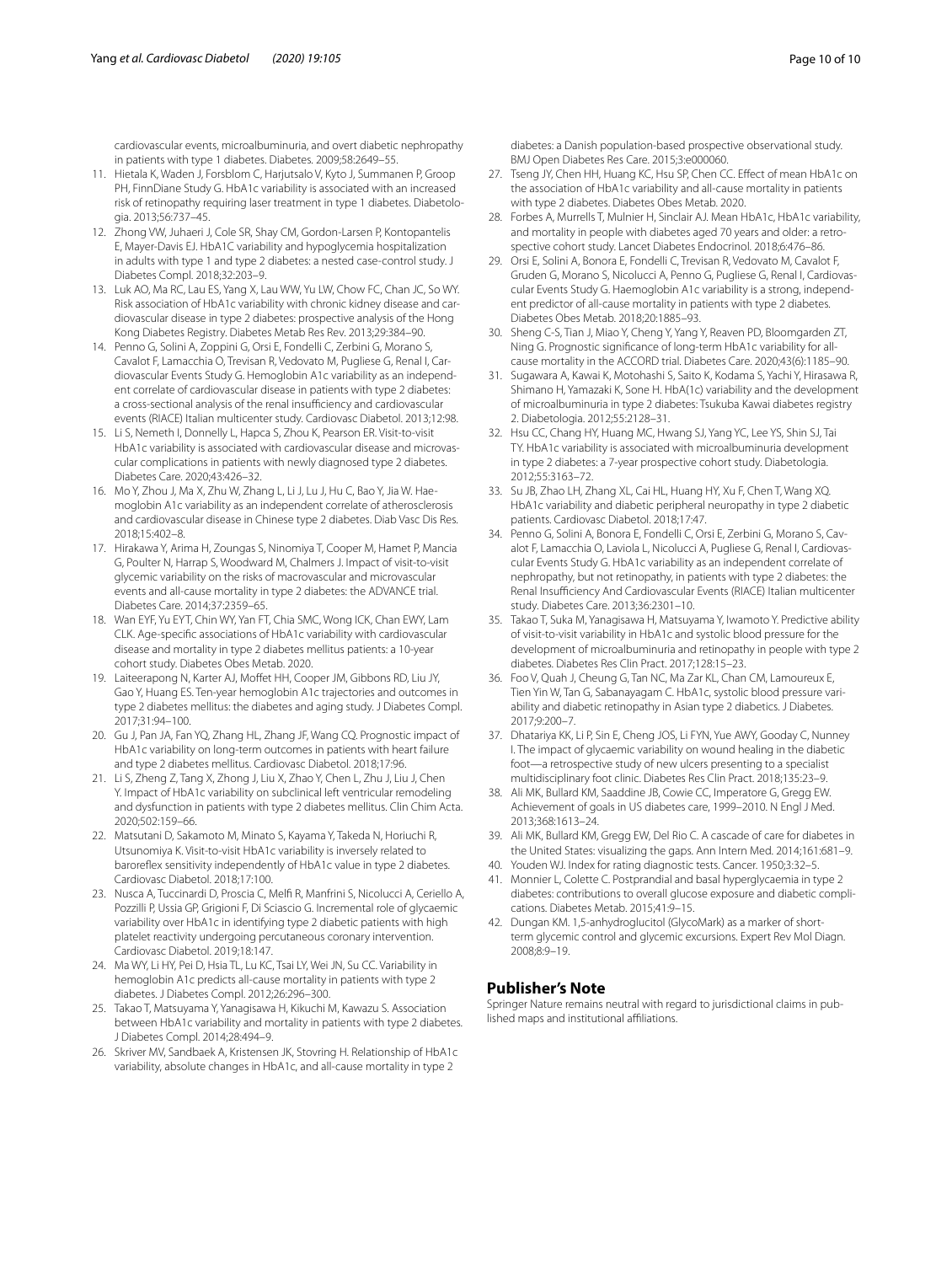cardiovascular events, microalbuminuria, and overt diabetic nephropathy in patients with type 1 diabetes. Diabetes. 2009;58:2649–55.

11. Hietala K, Waden J, Forsblom C, Harjutsalo V, Kyto J, Summanen P, Groop PH, FinnDiane Study G. HbA1c variability is associated with an increased risk of retinopathy requiring laser treatment in type 1 diabetes. Diabetologia. 2013;56:737–45.
12. Zhong VW, Juhaeri J, Cole SR, Shay CM, Gordon-Larsen P, Kontopantelis E, Mayer-Davis EJ. HbA1C variability and hypoglycemia hospitalization in adults with type 1 and type 2 diabetes: a nested case-control study. J Diabetes Compl. 2018;32:203–9.
13. Luk AO, Ma RC, Lau ES, Yang X, Lau WW, Yu LW, Chow FC, Chan JC, So WY. Risk association of HbA1c variability with chronic kidney disease and cardiovascular disease in type 2 diabetes: prospective analysis of the Hong Kong Diabetes Registry. Diabetes Metab Res Rev. 2013;29:384–90.
14. Penno G, Solini A, Zoppini G, Orsi E, Fondelli C, Zerbini G, Morano S, Cavalot F, Lamacchia O, Trevisan R, Vedovato M, Pugliese G, Renal I, Cardiovascular Events Study G. Hemoglobin A1c variability as an independent correlate of cardiovascular disease in patients with type 2 diabetes: a cross-sectional analysis of the renal insufficiency and cardiovascular events (RIACE) Italian multicenter study. Cardiovasc Diabetol. 2013;12:98.
15. Li S, Nemeth I, Donnelly L, Hapca S, Zhou K, Pearson ER. Visit-to-visit HbA1c variability is associated with cardiovascular disease and microvascular complications in patients with newly diagnosed type 2 diabetes. Diabetes Care. 2020;43:426–32.
16. Mo Y, Zhou J, Ma X, Zhu W, Zhang L, Li J, Lu J, Hu C, Bao Y, Jia W. Haemoglobin A1c variability as an independent correlate of atherosclerosis and cardiovascular disease in Chinese type 2 diabetes. Diab Vasc Dis Res. 2018;15:402–8.
17. Hirakawa Y, Arima H, Zoungas S, Ninomiya T, Cooper M, Hamet P, Mancia G, Poulter N, Harrap S, Woodward M, Chalmers J. Impact of visit-to-visit glycemic variability on the risks of macrovascular and microvascular events and all-cause mortality in type 2 diabetes: the ADVANCE trial. Diabetes Care. 2014;37:2359–65.
18. Wan EYF, Yu EYT, Chin WY, Yan FT, Chia SMC, Wong ICK, Chan EWY, Lam CLK. Age-specific associations of HbA1c variability with cardiovascular disease and mortality in type 2 diabetes mellitus patients: a 10-year cohort study. Diabetes Obes Metab. 2020.
19. Laiteerapong N, Karter AJ, Moffet HH, Cooper JM, Gibbons RD, Liu JY, Gao Y, Huang ES. Ten-year hemoglobin A1c trajectories and outcomes in type 2 diabetes mellitus: the diabetes and aging study. J Diabetes Compl. 2017;31:94–100.
20. Gu J, Pan JA, Fan YQ, Zhang HL, Zhang JF, Wang CQ. Prognostic impact of HbA1c variability on long-term outcomes in patients with heart failure and type 2 diabetes mellitus. Cardiovasc Diabetol. 2018;17:96.
21. Li S, Zheng Z, Tang X, Zhong J, Liu X, Zhao Y, Chen L, Zhu J, Liu J, Chen Y. Impact of HbA1c variability on subclinical left ventricular remodeling and dysfunction in patients with type 2 diabetes mellitus. Clin Chim Acta. 2020;502:159–66.
22. Matsutani D, Sakamoto M, Minato S, Kayama Y, Takeda N, Horiuchi R, Utsunomiya K. Visit-to-visit HbA1c variability is inversely related to baroreflex sensitivity independently of HbA1c value in type 2 diabetes. Cardiovasc Diabetol. 2018;17:100.
23. Nusca A, Tuccinardi D, Proscia C, Melfi R, Manfrini S, Nicolucci A, Ceriello A, Pozzilli P, Ussia GP, Grigioni F, Di Sciascio G. Incremental role of glycaemic variability over HbA1c in identifying type 2 diabetic patients with high platelet reactivity undergoing percutaneous coronary intervention. Cardiovasc Diabetol. 2019;18:147.
24. Ma WY, Li HY, Pei D, Hsia TL, Lu KC, Tsai LY, Wei JN, Su CC. Variability in hemoglobin A1c predicts all-cause mortality in patients with type 2 diabetes. J Diabetes Compl. 2012;26:296–300.
25. Takao T, Matsuyama Y, Yanagisawa H, Kikuchi M, Kawazu S. Association between HbA1c variability and mortality in patients with type 2 diabetes. J Diabetes Compl. 2014;28:494–9.
26. Skriver MV, Sandbaek A, Kristensen JK, Stovring H. Relationship of HbA1c variability, absolute changes in HbA1c, and all-cause mortality in type 2 diabetes: a Danish population-based prospective observational study. BMJ Open Diabetes Res Care. 2015;3:e000060.
27. Tseng JY, Chen HH, Huang KC, Hsu SP, Chen CC. Effect of mean HbA1c on the association of HbA1c variability and all-cause mortality in patients with type 2 diabetes. Diabetes Obes Metab. 2020.
28. Forbes A, Murrells T, Mulnier H, Sinclair AJ. Mean HbA1c, HbA1c variability, and mortality in people with diabetes aged 70 years and older: a retrospective cohort study. Lancet Diabetes Endocrinol. 2018;6:476–86.
29. Orsi E, Solini A, Bonora E, Fondelli C, Trevisan R, Vedovato M, Cavalot F, Gruden G, Morano S, Nicolucci A, Penno G, Pugliese G, Renal I, Cardiovascular Events Study G. Haemoglobin A1c variability is a strong, independent predictor of all-cause mortality in patients with type 2 diabetes. Diabetes Obes Metab. 2018;20:1885–93.
30. Sheng C-S, Tian J, Miao Y, Cheng Y, Yang Y, Reaven PD, Bloomgarden ZT, Ning G. Prognostic significance of long-term HbA1c variability for all-cause mortality in the ACCORD trial. Diabetes Care. 2020;43(6):1185–90.
31. Sugawara A, Kawai K, Motohashi S, Saito K, Kodama S, Yachi Y, Hirasawa R, Shimano H, Yamazaki K, Sone H. HbA(1c) variability and the development of microalbuminuria in type 2 diabetes: Tsukuba Kawai diabetes registry 2. Diabetologia. 2012;55:2128–31.
32. Hsu CC, Chang HY, Huang MC, Hwang SJ, Yang YC, Lee YS, Shin SJ, Tai TY. HbA1c variability is associated with microalbuminuria development in type 2 diabetes: a 7-year prospective cohort study. Diabetologia. 2012;55:3163–72.
33. Su JB, Zhao LH, Zhang XL, Cai HL, Huang HY, Xu F, Chen T, Wang XQ. HbA1c variability and diabetic peripheral neuropathy in type 2 diabetic patients. Cardiovasc Diabetol. 2018;17:47.
34. Penno G, Solini A, Bonora E, Fondelli C, Orsi E, Zerbini G, Morano S, Cavalot F, Lamacchia O, Laviola L, Nicolucci A, Pugliese G, Renal I, Cardiovascular Events Study G. HbA1c variability as an independent correlate of nephropathy, but not retinopathy, in patients with type 2 diabetes: the Renal Insufficiency And Cardiovascular Events (RIACE) Italian multicenter study. Diabetes Care. 2013;36:2301–10.
35. Takao T, Suka M, Yanagisawa H, Matsuyama Y, Iwamoto Y. Predictive ability of visit-to-visit variability in HbA1c and systolic blood pressure for the development of microalbuminuria and retinopathy in people with type 2 diabetes. Diabetes Res Clin Pract. 2017;128:15–23.
36. Foo V, Quah J, Cheung G, Tan NC, Ma Zar KL, Chan CM, Lamoureux E, Tien Yin W, Tan G, Sabanayagam C. HbA1c, systolic blood pressure variability and diabetic retinopathy in Asian type 2 diabetics. J Diabetes. 2017;9:200–7.
37. Dhatariya KK, Li P, Sin E, Cheng JOS, Li FYN, Yue AWY, Gooday C, Nunney I. The impact of glycaemic variability on wound healing in the diabetic foot—a retrospective study of new ulcers presenting to a specialist multidisciplinary foot clinic. Diabetes Res Clin Pract. 2018;135:23–9.
38. Ali MK, Bullard KM, Saaddine JB, Cowie CC, Imperatore G, Gregg EW. Achievement of goals in US diabetes care, 1999–2010. N Engl J Med. 2013;368:1613–24.
39. Ali MK, Bullard KM, Gregg EW, Del Rio C. A cascade of care for diabetes in the United States: visualizing the gaps. Ann Intern Med. 2014;161:681–9.
40. Youden WJ. Index for rating diagnostic tests. Cancer. 1950;3:32–5.
41. Monnier L, Colette C. Postprandial and basal hyperglycaemia in type 2 diabetes: contributions to overall glucose exposure and diabetic complications. Diabetes Metab. 2015;41:9–15.
42. Dungan KM. 1,5-anhydroglucitol (GlycoMark) as a marker of short-term glycemic control and glycemic excursions. Expert Rev Mol Diagn. 2008;8:9–19.

## Publisher's Note

Springer Nature remains neutral with regard to jurisdictional claims in published maps and institutional affiliations.